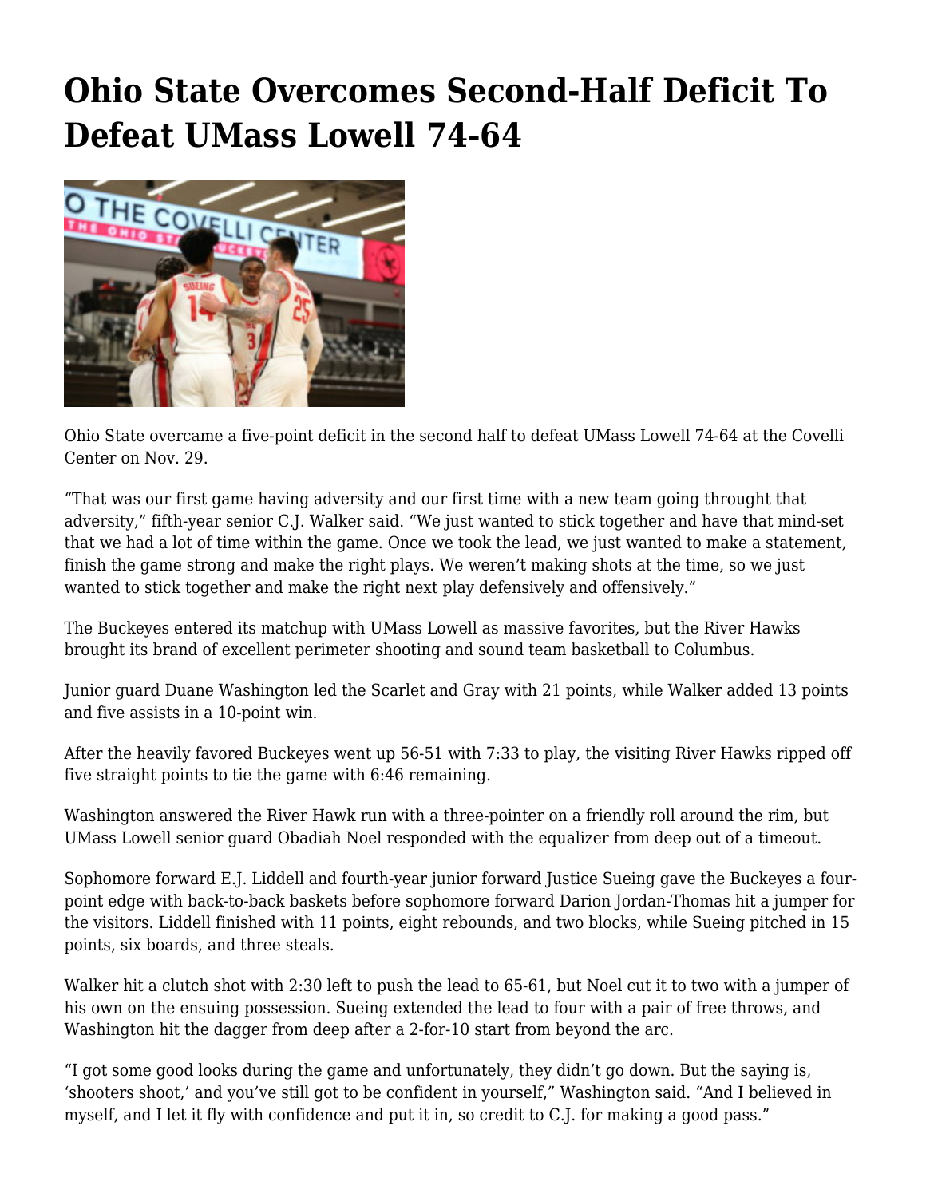# Ohio State Overcomes Second-Half Deficit To Defeat UMass Lowell 74-64

Ohio State overcame a five-point deficit in the second half to defeat UMass Lowell 74-64 at the Covelli Center on Nov. 29.

"That was our first game having adversity and our first time with a new team going throught that adversity," fifth-year senior C.J. Walker said. "We just wanted to stick together and have that mind-set that we had a lot of time within the game. Once we took the lead, we just wanted to make a statement, finish the game strong and make the right plays. We weren't making shots at the time, so we just wanted to stick together and make the right next play defensively and offensively."

The Buckeyes entered its matchup with UMass Lowell as massive favorites, but the River Hawks brought its brand of excellent perimeter shooting and sound team basketball to Columbus.

Junior guard Duane Washington led the Scarlet and Gray with 21 points, while Walker added 13 points and five assists in a 10-point win.

After the heavily favored Buckeyes went up 56-51 with 7:33 to play, the visiting River Hawks ripped off five straight points to tie the game with 6:46 remaining.

Washington answered the River Hawk run with a three-pointer on a friendly roll around the rim, but UMass Lowell senior guard Obadiah Noel responded with the equalizer from deep out of a timeout.

Sophomore forward E.J. Liddell and fourth-year junior forward Justice Sueing gave the Buckeyes a four-point edge with back-to-back baskets before sophomore forward Darion Jordan-Thomas hit a jumper for the visitors. Liddell finished with 11 points, eight rebounds, and two blocks, while Sueing pitched in 15 points, six boards, and three steals.

Walker hit a clutch shot with 2:30 left to push the lead to 65-61, but Noel cut it to two with a jumper of his own on the ensuing possession. Sueing extended the lead to four with a pair of free throws, and Washington hit the dagger from deep after a 2-for-10 start from beyond the arc.

"I got some good looks during the game and unfortunately, they didn't go down. But the saying is, 'shooters shoot,' and you've still got to be confident in yourself," Washington said. "And I believed in myself, and I let it fly with confidence and put it in, so credit to C.J. for making a good pass."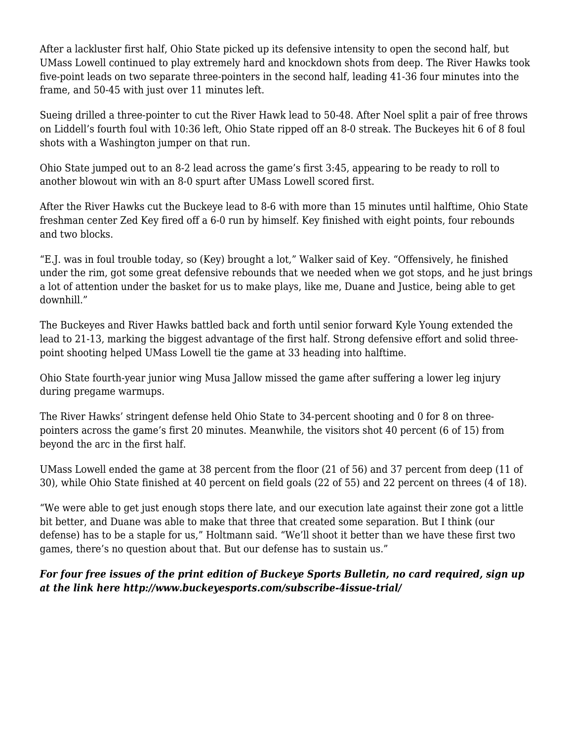After a lackluster first half, Ohio State picked up its defensive intensity to open the second half, but UMass Lowell continued to play extremely hard and knockdown shots from deep. The River Hawks took five-point leads on two separate three-pointers in the second half, leading 41-36 four minutes into the frame, and 50-45 with just over 11 minutes left.

Sueing drilled a three-pointer to cut the River Hawk lead to 50-48. After Noel split a pair of free throws on Liddell's fourth foul with 10:36 left, Ohio State ripped off an 8-0 streak. The Buckeyes hit 6 of 8 foul shots with a Washington jumper on that run.

Ohio State jumped out to an 8-2 lead across the game's first 3:45, appearing to be ready to roll to another blowout win with an 8-0 spurt after UMass Lowell scored first.

After the River Hawks cut the Buckeye lead to 8-6 with more than 15 minutes until halftime, Ohio State freshman center Zed Key fired off a 6-0 run by himself. Key finished with eight points, four rebounds and two blocks.

"E.J. was in foul trouble today, so (Key) brought a lot," Walker said of Key. "Offensively, he finished under the rim, got some great defensive rebounds that we needed when we got stops, and he just brings a lot of attention under the basket for us to make plays, like me, Duane and Justice, being able to get downhill."

The Buckeyes and River Hawks battled back and forth until senior forward Kyle Young extended the lead to 21-13, marking the biggest advantage of the first half. Strong defensive effort and solid three-point shooting helped UMass Lowell tie the game at 33 heading into halftime.

Ohio State fourth-year junior wing Musa Jallow missed the game after suffering a lower leg injury during pregame warmups.

The River Hawks' stringent defense held Ohio State to 34-percent shooting and 0 for 8 on three-pointers across the game's first 20 minutes. Meanwhile, the visitors shot 40 percent (6 of 15) from beyond the arc in the first half.

UMass Lowell ended the game at 38 percent from the floor (21 of 56) and 37 percent from deep (11 of 30), while Ohio State finished at 40 percent on field goals (22 of 55) and 22 percent on threes (4 of 18).

"We were able to get just enough stops there late, and our execution late against their zone got a little bit better, and Duane was able to make that three that created some separation. But I think (our defense) has to be a staple for us," Holtmann said. "We'll shoot it better than we have these first two games, there's no question about that. But our defense has to sustain us."

***For four free issues of the print edition of Buckeye Sports Bulletin, no card required, sign up at the link here http://www.buckeyesports.com/subscribe-4issue-trial/***